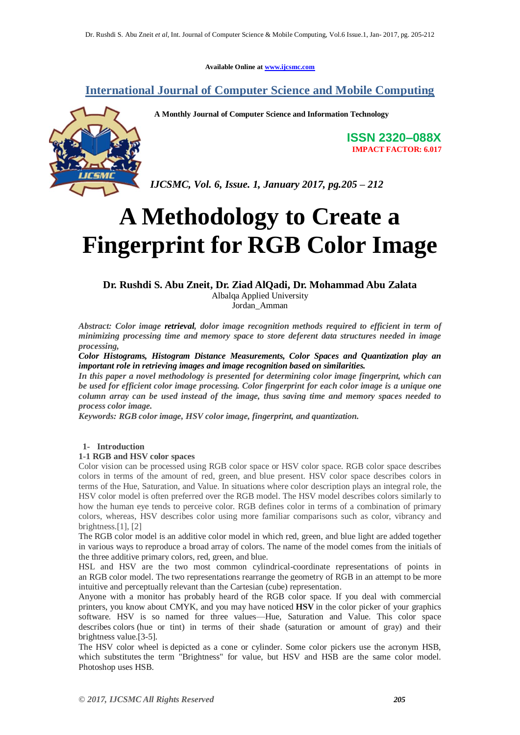Available Online at www.ijcsmc.com

## International Journal of Computer Science and Mobile Computing

**A Monthly Journal of Computer Science and Information Technology**

**ISSN 2320–088X**
**IMPACT FACTOR: 6.017**

*IJCSMC, Vol. 6, Issue. 1, January 2017, pg.205 – 212*

# A Methodology to Create a Fingerprint for RGB Color Image

**Dr. Rushdi S. Abu Zneit, Dr. Ziad AlQadi, Dr. Mohammad Abu Zalata**
Albalqa Applied University
Jordan_Amman

***Abstract: Color image retrieval, dolor image recognition methods required to efficient in term of minimizing processing time and memory space to store deferent data structures needed in image processing,***

***Color Histograms, Histogram Distance Measurements, Color Spaces and Quantization play an important role in retrieving images and image recognition based on similarities.***

***In this paper a novel methodology is presented for determining color image fingerprint, which can be used for efficient color image processing. Color fingerprint for each color image is a unique one column array can be used instead of the image, thus saving time and memory spaces needed to process color image.***

***Keywords: RGB color image, HSV color image, fingerprint, and quantization.***

## 1- Introduction

### 1-1 RGB and HSV color spaces

Color vision can be processed using RGB color space or HSV color space. RGB color space describes colors in terms of the amount of red, green, and blue present. HSV color space describes colors in terms of the Hue, Saturation, and Value. In situations where color description plays an integral role, the HSV color model is often preferred over the RGB model. The HSV model describes colors similarly to how the human eye tends to perceive color. RGB defines color in terms of a combination of primary colors, whereas, HSV describes color using more familiar comparisons such as color, vibrancy and brightness.[1], [2]

The RGB color model is an additive color model in which red, green, and blue light are added together in various ways to reproduce a broad array of colors. The name of the model comes from the initials of the three additive primary colors, red, green, and blue.

HSL and HSV are the two most common cylindrical-coordinate representations of points in an RGB color model. The two representations rearrange the geometry of RGB in an attempt to be more intuitive and perceptually relevant than the Cartesian (cube) representation.

Anyone with a monitor has probably heard of the RGB color space. If you deal with commercial printers, you know about CMYK, and you may have noticed **HSV** in the color picker of your graphics software. HSV is so named for three values—Hue, Saturation and Value. This color space describes colors (hue or tint) in terms of their shade (saturation or amount of gray) and their brightness value.[3-5].

The HSV color wheel is depicted as a cone or cylinder. Some color pickers use the acronym HSB, which substitutes the term "Brightness" for value, but HSV and HSB are the same color model. Photoshop uses HSB.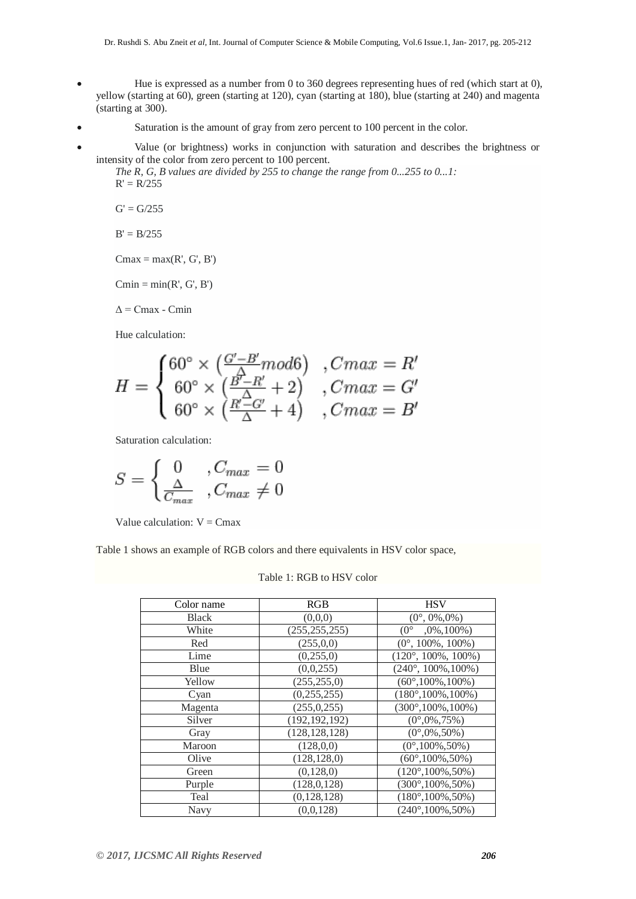- Hue is expressed as a number from 0 to 360 degrees representing hues of red (which start at 0), yellow (starting at 60), green (starting at 120), cyan (starting at 180), blue (starting at 240) and magenta (starting at 300).
- Saturation is the amount of gray from zero percent to 100 percent in the color.
- Value (or brightness) works in conjunction with saturation and describes the brightness or intensity of the color from zero percent to 100 percent.

*The R, G, B values are divided by 255 to change the range from 0...255 to 0...1:*

R' = R/255

G' = G/255

B' = B/255

Cmax = max(R', G', B')

Cmin = min(R', G', B')

Δ = Cmax - Cmin

Hue calculation:

$$H = \begin{cases} 60^\circ \times \left(\frac{G'-B'}{\Delta} mod 6\right) & , Cmax = R' \\ 60^\circ \times \left(\frac{B'-R'}{\Delta} + 2\right) & , Cmax = G' \\ 60^\circ \times \left(\frac{R'-G'}{\Delta} + 4\right) & , Cmax = B' \end{cases}$$

Saturation calculation:

$$S = \begin{cases} 0 & , C_{max} = 0 \\ \frac{\Delta}{C_{max}} & , C_{max} \neq 0 \end{cases}$$

Value calculation: V = Cmax

Table 1 shows an example of RGB colors and there equivalents in HSV color space,

Table 1: RGB to HSV color

| Color name | RGB | HSV |
|---|---|---|
| Black | (0,0,0) | (0°, 0%,0%) |
| White | (255,255,255) | (0° ,0%,100%) |
| Red | (255,0,0) | (0°, 100%, 100%) |
| Lime | (0,255,0) | (120°, 100%, 100%) |
| Blue | (0,0,255) | (240°, 100%,100%) |
| Yellow | (255,255,0) | (60°,100%,100%) |
| Cyan | (0,255,255) | (180°,100%,100%) |
| Magenta | (255,0,255) | (300°,100%,100%) |
| Silver | (192,192,192) | (0°,0%,75%) |
| Gray | (128,128,128) | (0°,0%,50%) |
| Maroon | (128,0,0) | (0°,100%,50%) |
| Olive | (128,128,0) | (60°,100%,50%) |
| Green | (0,128,0) | (120°,100%,50%) |
| Purple | (128,0,128) | (300°,100%,50%) |
| Teal | (0,128,128) | (180°,100%,50%) |
| Navy | (0,0,128) | (240°,100%,50%) |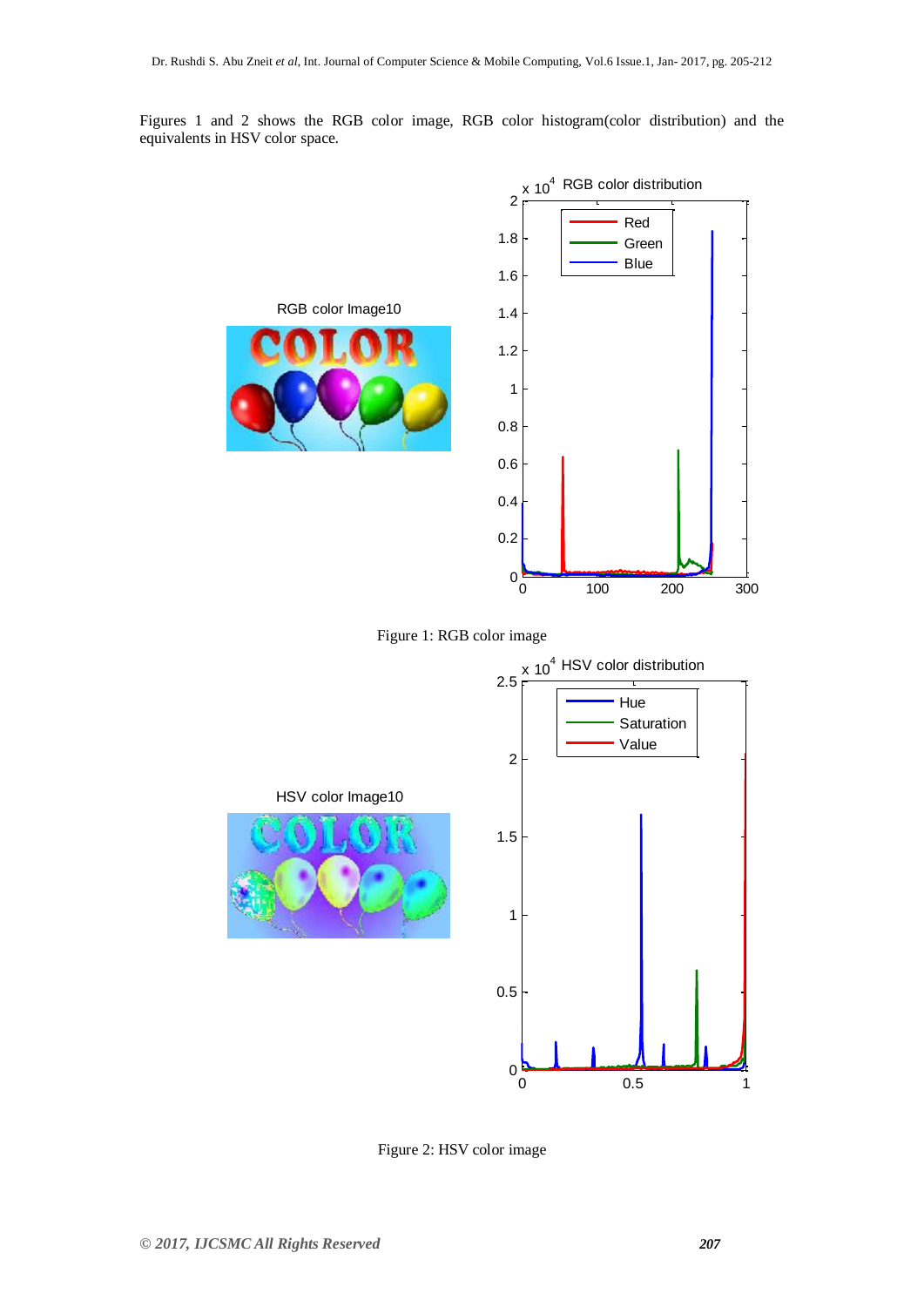Figures 1 and 2 shows the RGB color image, RGB color histogram(color distribution) and the equivalents in HSV color space.

Figure 1: RGB color image

Figure 2: HSV color image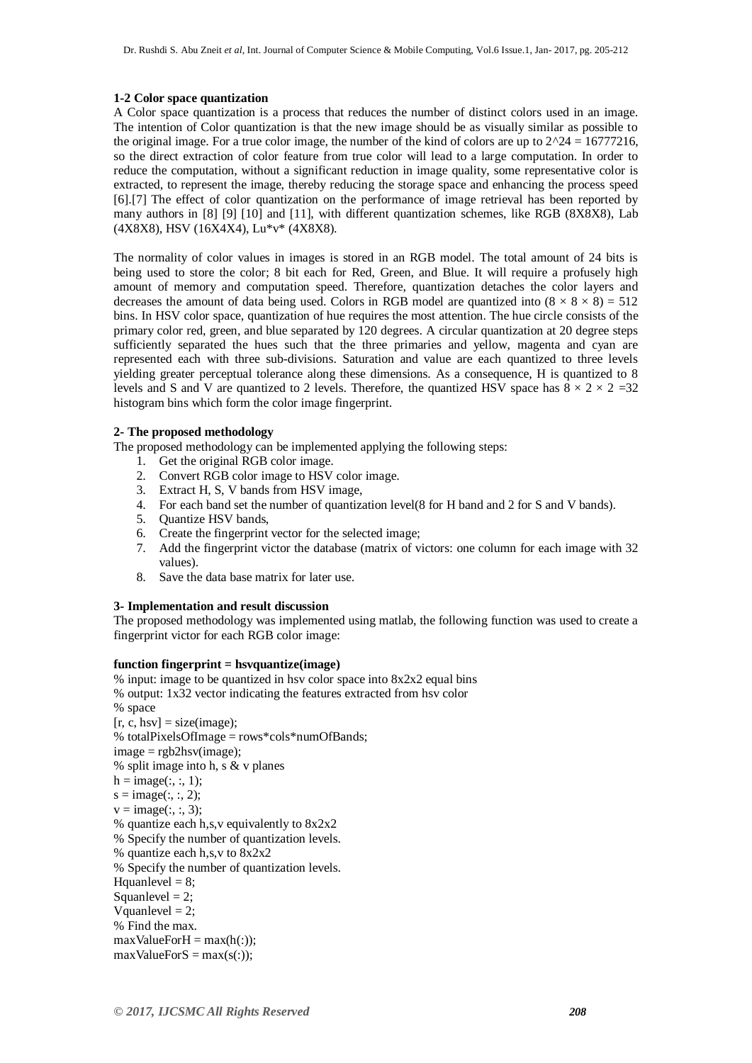### 1-2 Color space quantization

A Color space quantization is a process that reduces the number of distinct colors used in an image. The intention of Color quantization is that the new image should be as visually similar as possible to the original image. For a true color image, the number of the kind of colors are up to 2^24 = 16777216, so the direct extraction of color feature from true color will lead to a large computation. In order to reduce the computation, without a significant reduction in image quality, some representative color is extracted, to represent the image, thereby reducing the storage space and enhancing the process speed [6].[7] The effect of color quantization on the performance of image retrieval has been reported by many authors in [8] [9] [10] and [11], with different quantization schemes, like RGB (8X8X8), Lab (4X8X8), HSV (16X4X4), Lu*v* (4X8X8).

The normality of color values in images is stored in an RGB model. The total amount of 24 bits is being used to store the color; 8 bit each for Red, Green, and Blue. It will require a profusely high amount of memory and computation speed. Therefore, quantization detaches the color layers and decreases the amount of data being used. Colors in RGB model are quantized into $(8 \times 8 \times 8) = 512$ bins. In HSV color space, quantization of hue requires the most attention. The hue circle consists of the primary color red, green, and blue separated by 120 degrees. A circular quantization at 20 degree steps sufficiently separated the hues such that the three primaries and yellow, magenta and cyan are represented each with three sub-divisions. Saturation and value are each quantized to three levels yielding greater perceptual tolerance along these dimensions. As a consequence, H is quantized to 8 levels and S and V are quantized to 2 levels. Therefore, the quantized HSV space has $8 \times 2 \times 2 = 32$ histogram bins which form the color image fingerprint.

### 2- The proposed methodology

The proposed methodology can be implemented applying the following steps:

1. Get the original RGB color image.
2. Convert RGB color image to HSV color image.
3. Extract H, S, V bands from HSV image,
4. For each band set the number of quantization level(8 for H band and 2 for S and V bands).
5. Quantize HSV bands,
6. Create the fingerprint vector for the selected image;
7. Add the fingerprint victor the database (matrix of victors: one column for each image with 32 values).
8. Save the data base matrix for later use.

### 3- Implementation and result discussion

The proposed methodology was implemented using matlab, the following function was used to create a fingerprint victor for each RGB color image:

**function fingerprint = hsvquantize(image)**

```
% input: image to be quantized in hsv color space into 8x2x2 equal bins
% output: 1x32 vector indicating the features extracted from hsv color
% space
[r, c, hsv] = size(image);
% totalPixelsOfImage = rows*cols*numOfBands;
image = rgb2hsv(image);
% split image into h, s & v planes
h = image(:, :, 1);
s = image(:, :, 2);
v = image(:, :, 3);
% quantize each h,s,v equivalently to 8x2x2
% Specify the number of quantization levels.
% quantize each h,s,v to 8x2x2
% Specify the number of quantization levels.
Hquanlevel = 8;
Squanlevel = 2;
Vquanlevel = 2;
% Find the max.
maxValueForH = max(h(:));
maxValueForS = max(s(:));
```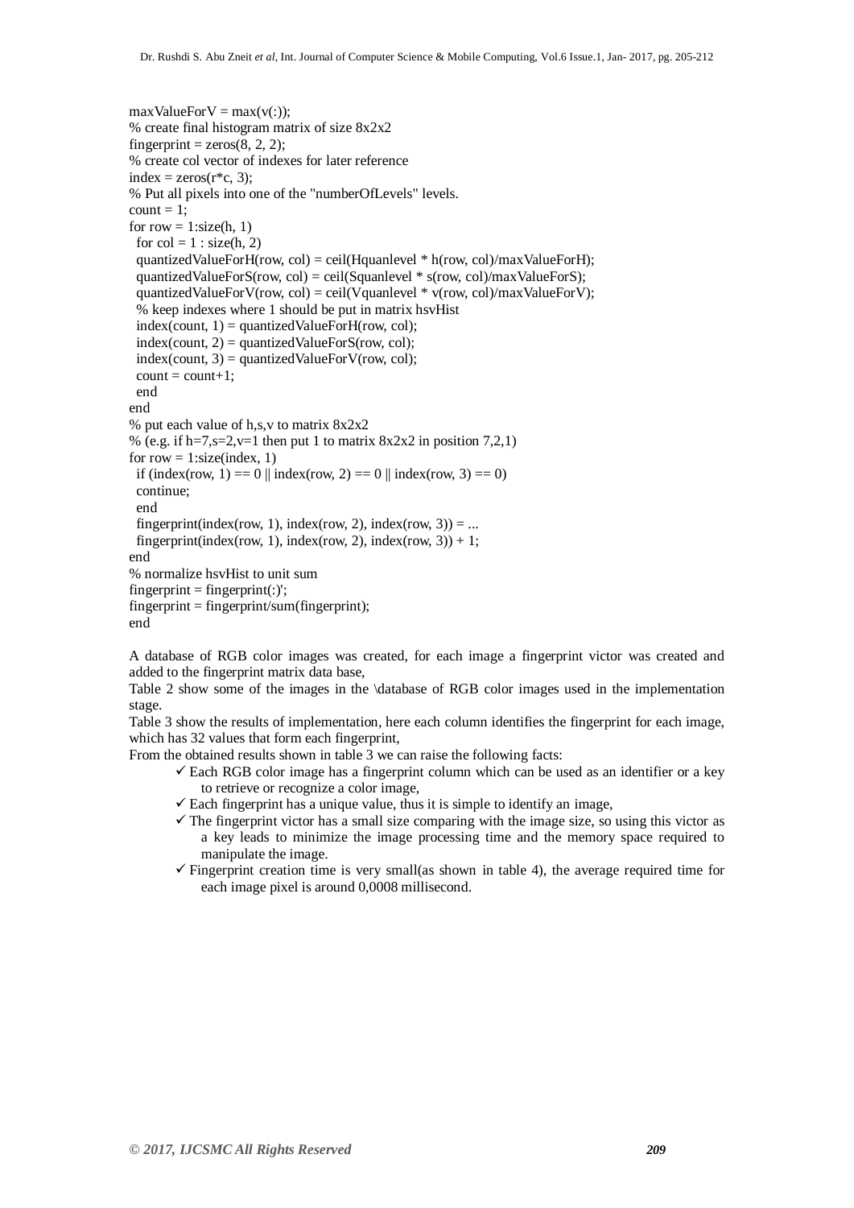```
maxValueForV = max(v(:));
% create final histogram matrix of size 8x2x2
fingerprint = zeros(8, 2, 2);
% create col vector of indexes for later reference
index = zeros(r*c, 3);
% Put all pixels into one of the "numberOfLevels" levels.
count = 1;
for row = 1:size(h, 1)
  for col = 1 : size(h, 2)
  quantizedValueForH(row, col) = ceil(Hquanlevel * h(row, col)/maxValueForH);
  quantizedValueForS(row, col) = ceil(Squanlevel * s(row, col)/maxValueForS);
  quantizedValueForV(row, col) = ceil(Vquanlevel * v(row, col)/maxValueForV);
  % keep indexes where 1 should be put in matrix hsvHist
  index(count, 1) = quantizedValueForH(row, col);
  index(count, 2) = quantizedValueForS(row, col);
  index(count, 3) = quantizedValueForV(row, col);
  count = count+1;
  end
end
% put each value of h,s,v to matrix 8x2x2
% (e.g. if h=7,s=2,v=1 then put 1 to matrix 8x2x2 in position 7,2,1)
for row = 1:size(index, 1)
  if (index(row, 1) == 0 || index(row, 2) == 0 || index(row, 3) == 0)
  continue;
  end
  fingerprint(index(row, 1), index(row, 2), index(row, 3)) = ...
  fingerprint(index(row, 1), index(row, 2), index(row, 3)) + 1;
end
% normalize hsvHist to unit sum
fingerprint = fingerprint(:)';
fingerprint = fingerprint/sum(fingerprint);
end
```

A database of RGB color images was created, for each image a fingerprint victor was created and added to the fingerprint matrix data base,

Table 2 show some of the images in the \database of RGB color images used in the implementation stage.

Table 3 show the results of implementation, here each column identifies the fingerprint for each image, which has 32 values that form each fingerprint,

From the obtained results shown in table 3 we can raise the following facts:

- ✓ Each RGB color image has a fingerprint column which can be used as an identifier or a key to retrieve or recognize a color image,
- ✓ Each fingerprint has a unique value, thus it is simple to identify an image,
- ✓ The fingerprint victor has a small size comparing with the image size, so using this victor as a key leads to minimize the image processing time and the memory space required to manipulate the image.
- ✓ Fingerprint creation time is very small(as shown in table 4), the average required time for each image pixel is around 0,0008 millisecond.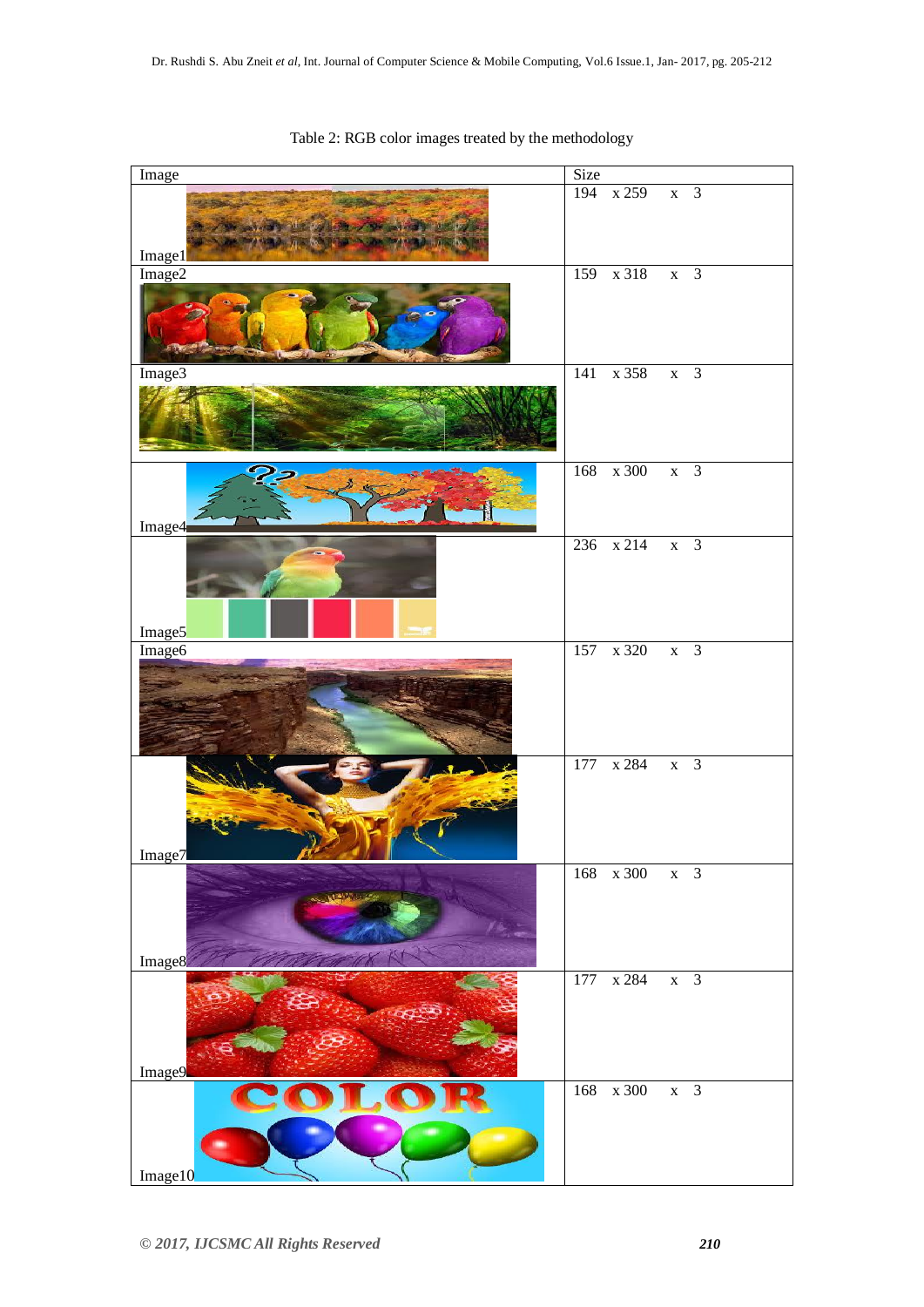Table 2: RGB color images treated by the methodology

| Image | Size |
| --- | --- |
| Image1 | 194 x 259 x 3 |
| Image2 | 159 x 318 x 3 |
| Image3 | 141 x 358 x 3 |
| Image4 | 168 x 300 x 3 |
| Image5 | 236 x 214 x 3 |
| Image6 | 157 x 320 x 3 |
| Image7 | 177 x 284 x 3 |
| Image8 | 168 x 300 x 3 |
| Image9 | 177 x 284 x 3 |
| Image10 | 168 x 300 x 3 |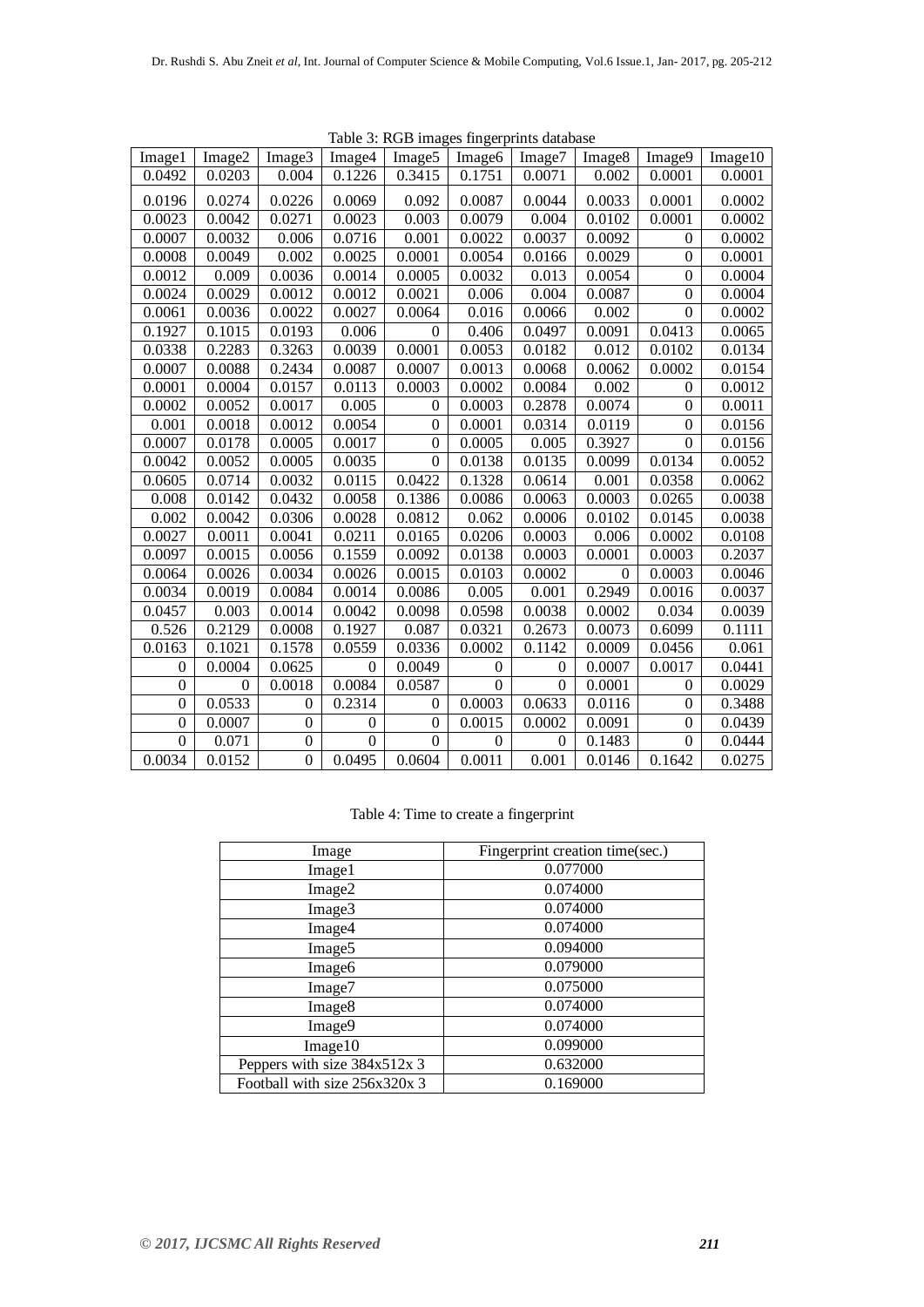Table 3: RGB images fingerprints database

| Image1 | Image2 | Image3 | Image4 | Image5 | Image6 | Image7 | Image8 | Image9 | Image10 |
|---|---|---|---|---|---|---|---|---|---|
| 0.0492 | 0.0203 | 0.004 | 0.1226 | 0.3415 | 0.1751 | 0.0071 | 0.002 | 0.0001 | 0.0001 |
| 0.0196 | 0.0274 | 0.0226 | 0.0069 | 0.092 | 0.0087 | 0.0044 | 0.0033 | 0.0001 | 0.0002 |
| 0.0023 | 0.0042 | 0.0271 | 0.0023 | 0.003 | 0.0079 | 0.004 | 0.0102 | 0.0001 | 0.0002 |
| 0.0007 | 0.0032 | 0.006 | 0.0716 | 0.001 | 0.0022 | 0.0037 | 0.0092 | 0 | 0.0002 |
| 0.0008 | 0.0049 | 0.002 | 0.0025 | 0.0001 | 0.0054 | 0.0166 | 0.0029 | 0 | 0.0001 |
| 0.0012 | 0.009 | 0.0036 | 0.0014 | 0.0005 | 0.0032 | 0.013 | 0.0054 | 0 | 0.0004 |
| 0.0024 | 0.0029 | 0.0012 | 0.0012 | 0.0021 | 0.006 | 0.004 | 0.0087 | 0 | 0.0004 |
| 0.0061 | 0.0036 | 0.0022 | 0.0027 | 0.0064 | 0.016 | 0.0066 | 0.002 | 0 | 0.0002 |
| 0.1927 | 0.1015 | 0.0193 | 0.006 | 0 | 0.406 | 0.0497 | 0.0091 | 0.0413 | 0.0065 |
| 0.0338 | 0.2283 | 0.3263 | 0.0039 | 0.0001 | 0.0053 | 0.0182 | 0.012 | 0.0102 | 0.0134 |
| 0.0007 | 0.0088 | 0.2434 | 0.0087 | 0.0007 | 0.0013 | 0.0068 | 0.0062 | 0.0002 | 0.0154 |
| 0.0001 | 0.0004 | 0.0157 | 0.0113 | 0.0003 | 0.0002 | 0.0084 | 0.002 | 0 | 0.0012 |
| 0.0002 | 0.0052 | 0.0017 | 0.005 | 0 | 0.0003 | 0.2878 | 0.0074 | 0 | 0.0011 |
| 0.001 | 0.0018 | 0.0012 | 0.0054 | 0 | 0.0001 | 0.0314 | 0.0119 | 0 | 0.0156 |
| 0.0007 | 0.0178 | 0.0005 | 0.0017 | 0 | 0.0005 | 0.005 | 0.3927 | 0 | 0.0156 |
| 0.0042 | 0.0052 | 0.0005 | 0.0035 | 0 | 0.0138 | 0.0135 | 0.0099 | 0.0134 | 0.0052 |
| 0.0605 | 0.0714 | 0.0032 | 0.0115 | 0.0422 | 0.1328 | 0.0614 | 0.001 | 0.0358 | 0.0062 |
| 0.008 | 0.0142 | 0.0432 | 0.0058 | 0.1386 | 0.0086 | 0.0063 | 0.0003 | 0.0265 | 0.0038 |
| 0.002 | 0.0042 | 0.0306 | 0.0028 | 0.0812 | 0.062 | 0.0006 | 0.0102 | 0.0145 | 0.0038 |
| 0.0027 | 0.0011 | 0.0041 | 0.0211 | 0.0165 | 0.0206 | 0.0003 | 0.006 | 0.0002 | 0.0108 |
| 0.0097 | 0.0015 | 0.0056 | 0.1559 | 0.0092 | 0.0138 | 0.0003 | 0.0001 | 0.0003 | 0.2037 |
| 0.0064 | 0.0026 | 0.0034 | 0.0026 | 0.0015 | 0.0103 | 0.0002 | 0 | 0.0003 | 0.0046 |
| 0.0034 | 0.0019 | 0.0084 | 0.0014 | 0.0086 | 0.005 | 0.001 | 0.2949 | 0.0016 | 0.0037 |
| 0.0457 | 0.003 | 0.0014 | 0.0042 | 0.0098 | 0.0598 | 0.0038 | 0.0002 | 0.034 | 0.0039 |
| 0.526 | 0.2129 | 0.0008 | 0.1927 | 0.087 | 0.0321 | 0.2673 | 0.0073 | 0.6099 | 0.1111 |
| 0.0163 | 0.1021 | 0.1578 | 0.0559 | 0.0336 | 0.0002 | 0.1142 | 0.0009 | 0.0456 | 0.061 |
| 0 | 0.0004 | 0.0625 | 0 | 0.0049 | 0 | 0 | 0.0007 | 0.0017 | 0.0441 |
| 0 | 0 | 0.0018 | 0.0084 | 0.0587 | 0 | 0 | 0.0001 | 0 | 0.0029 |
| 0 | 0.0533 | 0 | 0.2314 | 0 | 0.0003 | 0.0633 | 0.0116 | 0 | 0.3488 |
| 0 | 0.0007 | 0 | 0 | 0 | 0.0015 | 0.0002 | 0.0091 | 0 | 0.0439 |
| 0 | 0.071 | 0 | 0 | 0 | 0 | 0 | 0.1483 | 0 | 0.0444 |
| 0.0034 | 0.0152 | 0 | 0.0495 | 0.0604 | 0.0011 | 0.001 | 0.0146 | 0.1642 | 0.0275 |

Table 4: Time to create a fingerprint

| Image | Fingerprint creation time(sec.) |
|---|---|
| Image1 | 0.077000 |
| Image2 | 0.074000 |
| Image3 | 0.074000 |
| Image4 | 0.074000 |
| Image5 | 0.094000 |
| Image6 | 0.079000 |
| Image7 | 0.075000 |
| Image8 | 0.074000 |
| Image9 | 0.074000 |
| Image10 | 0.099000 |
| Peppers with size 384x512x 3 | 0.632000 |
| Football with size 256x320x 3 | 0.169000 |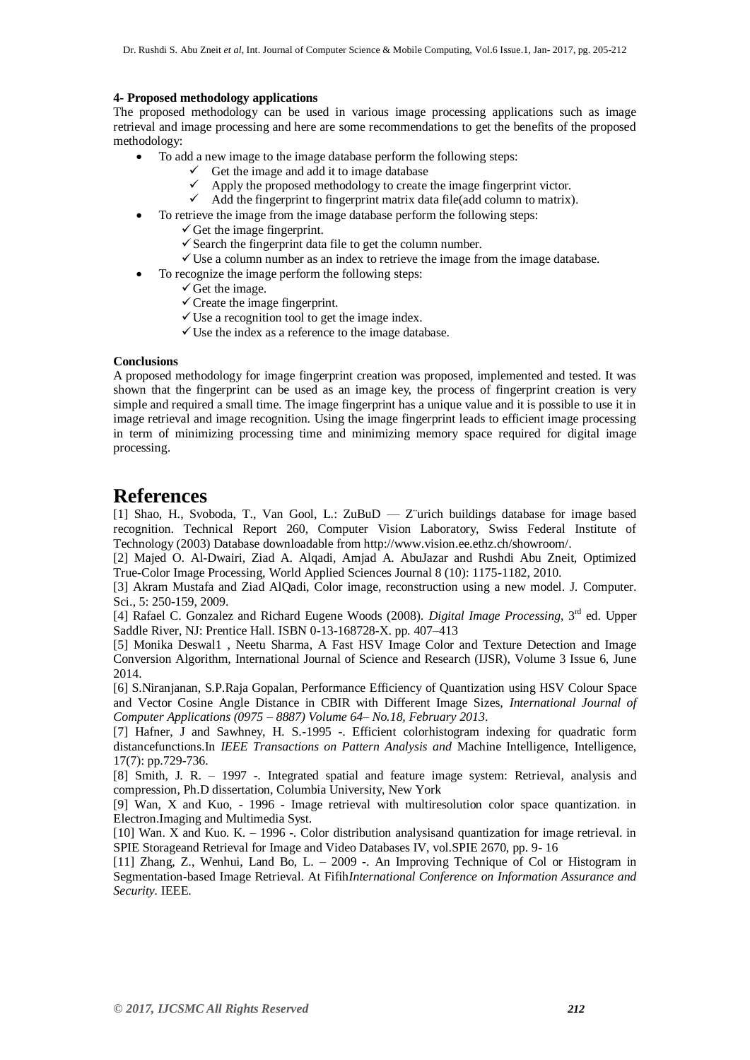**4- Proposed methodology applications**

The proposed methodology can be used in various image processing applications such as image retrieval and image processing and here are some recommendations to get the benefits of the proposed methodology:

- To add a new image to the image database perform the following steps:
  - ✓ Get the image and add it to image database
  - ✓ Apply the proposed methodology to create the image fingerprint victor.
  - ✓ Add the fingerprint to fingerprint matrix data file(add column to matrix).
- To retrieve the image from the image database perform the following steps:
  - ✓ Get the image fingerprint.
  - ✓ Search the fingerprint data file to get the column number.
  - ✓ Use a column number as an index to retrieve the image from the image database.
- To recognize the image perform the following steps:
  - ✓ Get the image.
  - ✓ Create the image fingerprint.
  - ✓ Use a recognition tool to get the image index.
  - ✓ Use the index as a reference to the image database.

**Conclusions**

A proposed methodology for image fingerprint creation was proposed, implemented and tested. It was shown that the fingerprint can be used as an image key, the process of fingerprint creation is very simple and required a small time. The image fingerprint has a unique value and it is possible to use it in image retrieval and image recognition. Using the image fingerprint leads to efficient image processing in term of minimizing processing time and minimizing memory space required for digital image processing.

# References

[1] Shao, H., Svoboda, T., Van Gool, L.: ZuBuD — Z¨urich buildings database for image based recognition. Technical Report 260, Computer Vision Laboratory, Swiss Federal Institute of Technology (2003) Database downloadable from http://www.vision.ee.ethz.ch/showroom/.

[2] Majed O. Al-Dwairi, Ziad A. Alqadi, Amjad A. AbuJazar and Rushdi Abu Zneit, Optimized True-Color Image Processing, World Applied Sciences Journal 8 (10): 1175-1182, 2010.

[3] Akram Mustafa and Ziad AlQadi, Color image, reconstruction using a new model. J. Computer. Sci., 5: 250-159, 2009.

[4] Rafael C. Gonzalez and Richard Eugene Woods (2008). *Digital Image Processing*, 3rd ed. Upper Saddle River, NJ: Prentice Hall. ISBN 0-13-168728-X. pp. 407–413

[5] Monika Deswal1 , Neetu Sharma, A Fast HSV Image Color and Texture Detection and Image Conversion Algorithm, International Journal of Science and Research (IJSR), Volume 3 Issue 6, June 2014.

[6] S.Niranjanan, S.P.Raja Gopalan, Performance Efficiency of Quantization using HSV Colour Space and Vector Cosine Angle Distance in CBIR with Different Image Sizes, *International Journal of Computer Applications (0975 – 8887) Volume 64– No.18, February 2013*.

[7] Hafner, J and Sawhney, H. S.-1995 -. Efficient colorhistogram indexing for quadratic form distancefunctions.In *IEEE Transactions on Pattern Analysis and* Machine Intelligence, Intelligence, 17(7): pp.729-736.

[8] Smith, J. R. – 1997 -. Integrated spatial and feature image system: Retrieval, analysis and compression, Ph.D dissertation, Columbia University, New York

[9] Wan, X and Kuo, - 1996 - Image retrieval with multiresolution color space quantization. in Electron.Imaging and Multimedia Syst.

[10] Wan. X and Kuo. K. – 1996 -. Color distribution analysisand quantization for image retrieval. in SPIE Storageand Retrieval for Image and Video Databases IV, vol.SPIE 2670, pp. 9- 16

[11] Zhang, Z., Wenhui, Land Bo, L. – 2009 -. An Improving Technique of Col or Histogram in Segmentation-based Image Retrieval. At Fifih*International Conference on Information Assurance and Security*. IEEE.